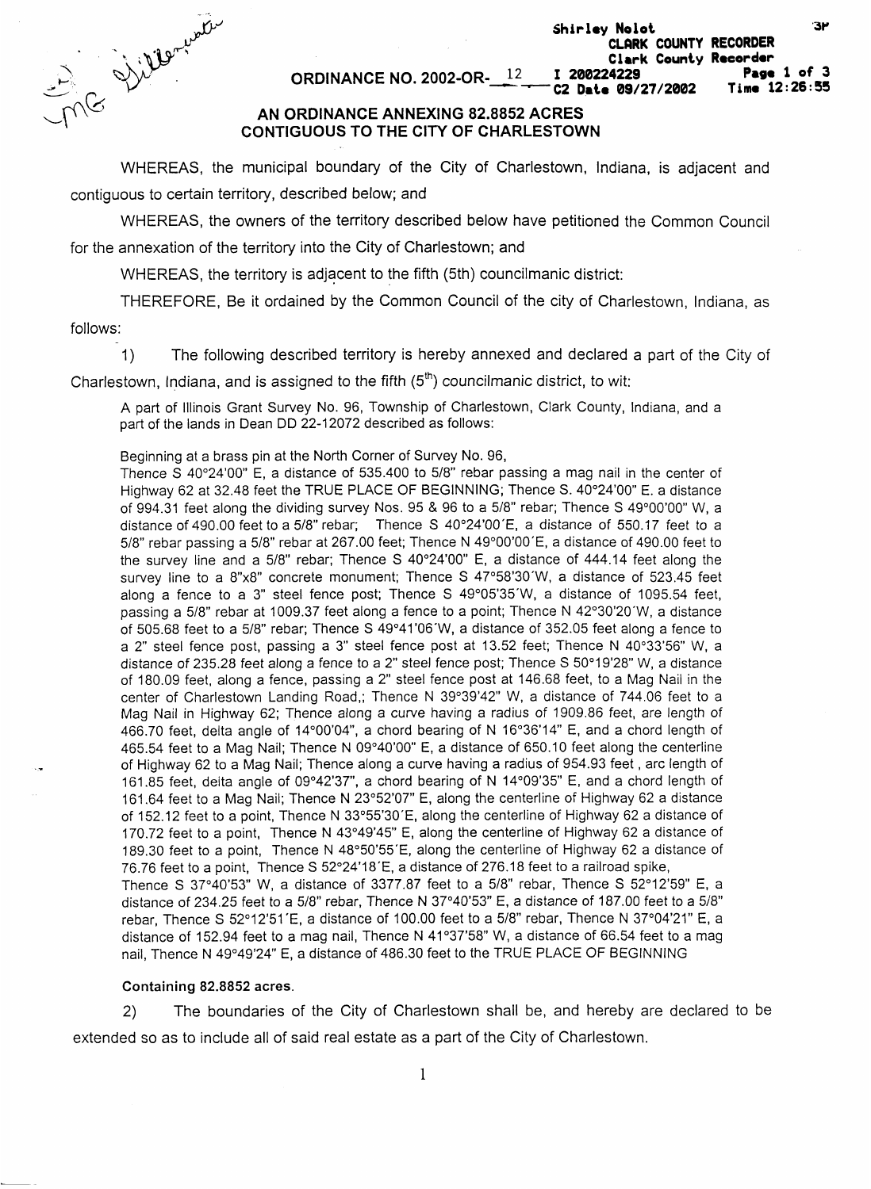Shirley Nolot
CLARK COUNTY RECORDER
Clark County Recorder
I 200224229
C2 Date 09/27/2002
Page 1 of 3
Time 12:26:55

**ORDINANCE NO. 2002-OR-12**

## AN ORDINANCE ANNEXING 82.8852 ACRES CONTIGUOUS TO THE CITY OF CHARLESTOWN

WHEREAS, the municipal boundary of the City of Charlestown, Indiana, is adjacent and contiguous to certain territory, described below; and

WHEREAS, the owners of the territory described below have petitioned the Common Council for the annexation of the territory into the City of Charlestown; and

WHEREAS, the territory is adjacent to the fifth (5th) councilmanic district:

THEREFORE, Be it ordained by the Common Council of the city of Charlestown, Indiana, as follows:

1) The following described territory is hereby annexed and declared a part of the City of Charlestown, Indiana, and is assigned to the fifth (5th) councilmanic district, to wit:

A part of Illinois Grant Survey No. 96, Township of Charlestown, Clark County, Indiana, and a part of the lands in Dean DD 22-12072 described as follows:

Beginning at a brass pin at the North Corner of Survey No. 96,
Thence S 40°24'00" E, a distance of 535.400 to 5/8" rebar passing a mag nail in the center of Highway 62 at 32.48 feet the TRUE PLACE OF BEGINNING; Thence S. 40°24'00" E. a distance of 994.31 feet along the dividing survey Nos. 95 & 96 to a 5/8" rebar; Thence S 49°00'00" W, a distance of 490.00 feet to a 5/8" rebar; Thence S 40°24'00'E, a distance of 550.17 feet to a 5/8" rebar passing a 5/8" rebar at 267.00 feet; Thence N 49°00'00'E, a distance of 490.00 feet to the survey line and a 5/8" rebar; Thence S 40°24'00" E, a distance of 444.14 feet along the survey line to a 8"x8" concrete monument; Thence S 47°58'30'W, a distance of 523.45 feet along a fence to a 3" steel fence post; Thence S 49°05'35'W, a distance of 1095.54 feet, passing a 5/8" rebar at 1009.37 feet along a fence to a point; Thence N 42°30'20'W, a distance of 505.68 feet to a 5/8" rebar; Thence S 49°41'06'W, a distance of 352.05 feet along a fence to a 2" steel fence post, passing a 3" steel fence post at 13.52 feet; Thence N 40°33'56" W, a distance of 235.28 feet along a fence to a 2" steel fence post; Thence S 50°19'28" W, a distance of 180.09 feet, along a fence, passing a 2" steel fence post at 146.68 feet, to a Mag Nail in the center of Charlestown Landing Road,; Thence N 39°39'42" W, a distance of 744.06 feet to a Mag Nail in Highway 62; Thence along a curve having a radius of 1909.86 feet, are length of 466.70 feet, delta angle of 14°00'04", a chord bearing of N 16°36'14" E, and a chord length of 465.54 feet to a Mag Nail; Thence N 09°40'00" E, a distance of 650.10 feet along the centerline of Highway 62 to a Mag Nail; Thence along a curve having a radius of 954.93 feet , arc length of 161.85 feet, delta angle of 09°42'37", a chord bearing of N 14°09'35" E, and a chord length of 161.64 feet to a Mag Nail; Thence N 23°52'07" E, along the centerline of Highway 62 a distance of 152.12 feet to a point, Thence N 33°55'30'E, along the centerline of Highway 62 a distance of 170.72 feet to a point, Thence N 43°49'45" E, along the centerline of Highway 62 a distance of 189.30 feet to a point, Thence N 48°50'55'E, along the centerline of Highway 62 a distance of 76.76 feet to a point, Thence S 52°24'18'E, a distance of 276.18 feet to a railroad spike,
Thence S 37°40'53" W, a distance of 3377.87 feet to a 5/8" rebar, Thence S 52°12'59" E, a distance of 234.25 feet to a 5/8" rebar, Thence N 37°40'53" E, a distance of 187.00 feet to a 5/8" rebar, Thence S 52°12'51'E, a distance of 100.00 feet to a 5/8" rebar, Thence N 37°04'21" E, a distance of 152.94 feet to a mag nail, Thence N 41°37'58" W, a distance of 66.54 feet to a mag nail, Thence N 49°49'24" E, a distance of 486.30 feet to the TRUE PLACE OF BEGINNING

**Containing 82.8852 acres.**

2) The boundaries of the City of Charlestown shall be, and hereby are declared to be extended so as to include all of said real estate as a part of the City of Charlestown.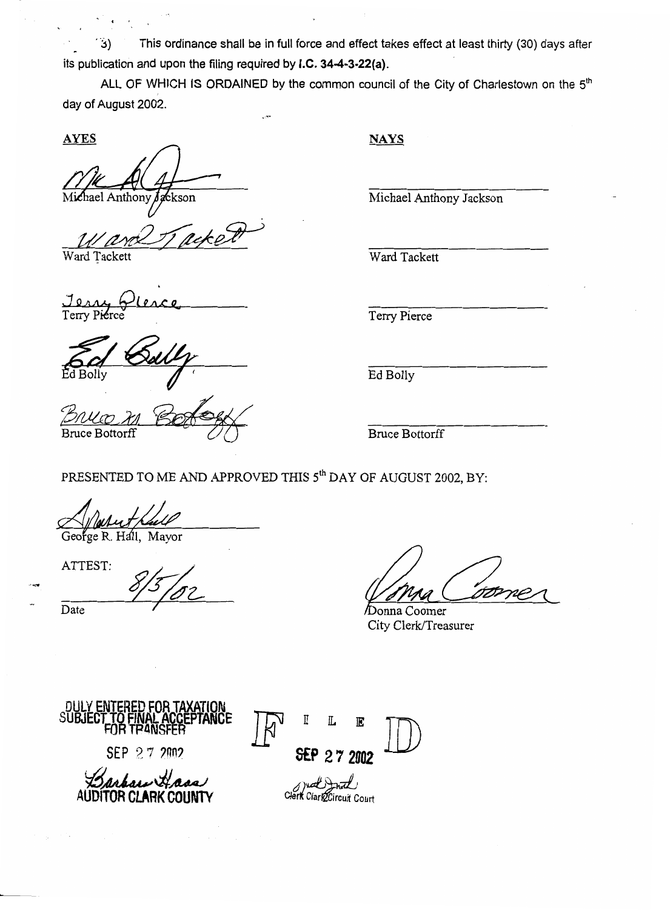3) This ordinance shall be in full force and effect takes effect at least thirty (30) days after its publication and upon the filing required by **I.C. 34-4-3-22(a)**.

ALL OF WHICH IS ORDAINED by the common council of the City of Charlestown on the 5th day of August 2002.

| **AYES** | **NAYS** |
|---|---|
| Michael Anthony Jackson | Michael Anthony Jackson |
| Ward Tackett | Ward Tackett |
| Terry Pierce | Terry Pierce |
| Ed Bolly | Ed Bolly |
| Bruce Bottorff | Bruce Bottorff |

PRESENTED TO ME AND APPROVED THIS 5th DAY OF AUGUST 2002, BY:

George R. Hall, Mayor

ATTEST:

8/5/02

Date

Donna Coomer
City Clerk/Treasurer

DULY ENTERED FOR TAXATION SUBJECT TO FINAL ACCEPTANCE FOR TRANSFER

SEP 27 2002

AUDITOR CLARK COUNTY

FILED

SEP 27 2002

Clerk Clark Circuit Court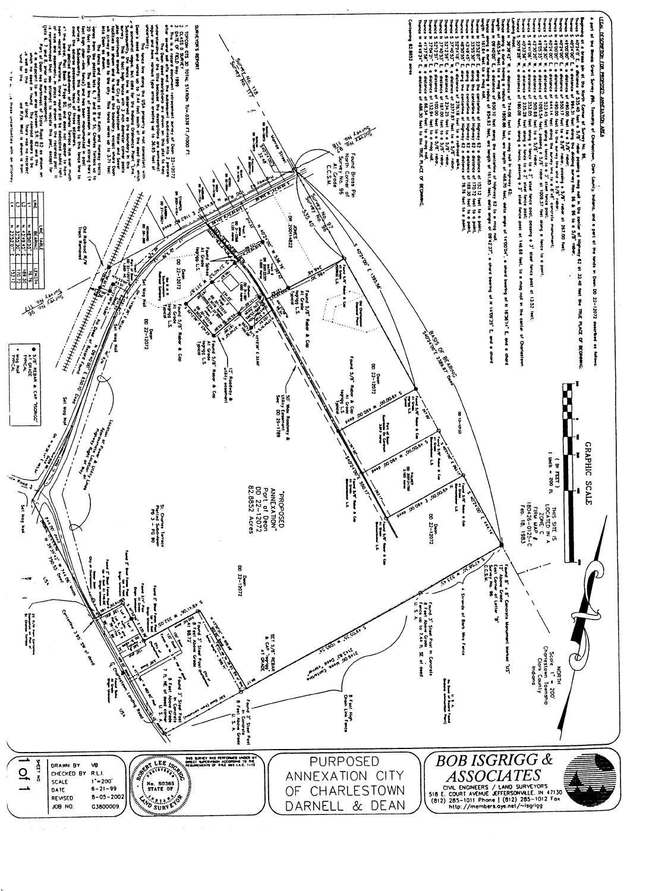# LEGAL DESCRIPTION FOR PROPOSED ANNEXATION AREA

A part of the Illinois Grant Survey #96, Township of Charlestown, Clark County, Indiana, and a part of the lands in Dean DD 22-12072 described as follows:

Beginning at a brass pin at the North Corner of Survey No. 96,
Thence S 40°24'00" E, a distance of 535.40 feet to a 5/8" rebar passing a mag nail in the center of Highway 62 at 32.46 feet the TRUE PLACE OF BEGINNING;
Thence S 40°24'00" E, a distance of 1395.96 feet along the survey line between Survey Nos. 96 & 95 to a 5/8" rebar;
Thence S 40°24'00" E, a distance of 490.00 feet to a 5/8" rebar;
Thence S 40°24'00" E, a distance of 550.17 feet to a 5/8" rebar, passing a 5/8" rebar at 267.00 feet;
Thence S 40°24'00" E, a distance of 444.14 feet along the survey line to a 6"x6" concrete monument;
Thence S 47°56'30" W, a distance of 523.45 feet along a fence to a 3" steel fence post;
Thence S 49°41'06" W, a distance of 353.35 feet along a fence to a 3" steel fence post;
Thence N 42°30'30" W, a distance of 503.68 feet to a 5/8" rebar;
Thence N 41°40'32" W, a distance of 1095.37 feet along a fence to a point;
Thence S 50°19'28" W, a distance of 180.00 feet along a fence, passing a 3" steel fence post at 13.32 feet;
Thence N 49°41'06" W, a distance of 744.06 feet to a mag nail in Highway 62;
Thence along a curve having a radius of 1908.86 feet, arc length of 466.70 feet, delta angle of 14°00'04", a chord bearing of N 18°36'14" E, and a chord length of 465.54 feet to a mag nail;
Thence N 08°40'00" E, a distance of 650.10 feet along the centerline of Highway 62 to a mag nail;
Thence along a curve having a radius of 954.93 feet, arc length of 161.83 feet, delta angle of 09°42'37", a chord bearing of N 14°09'35" E, and a chord length of 161.64 feet to a mag nail in the center of Charlestown Landing Road;
Thence N 38°39'43" W, a distance of 152.12 feet along the centerline of Highway 62 to a point;
Thence N 23°33'07" E, a distance of 127.72 feet along the centerline of Highway 62 to a point;
Thence N 43°49'43" W, a distance of 183.50 feet along the centerline of Highway 62 to a point;
Thence N 48°50'55" E, a distance of 76.76 feet along the centerline of Highway 62 to a point;
Thence S 37°40'53" W, a distance of 337.87 feet to a 5/8" rebar;
Thence S 52°12'59" E, a distance of 224.23 feet to a 5/8" rebar;
Thence S 52°23'51" E, a distance of 100.00 feet to a 5/8" rebar;
Thence N 37°40'53" E, a distance of 160.20 feet to a mag nail;
Thence N 41°37'28" W, a distance of 65.54 feet to a mag nail;
Thence N 49°14'24" E, a distance of 466.30 feet to the TRUE PLACE OF BEGINNING.

Containing 82.8652 acres

GRAPHIC SCALE

( IN FEET )
1 inch = 200 ft.

THIS SITE IS LOCATED IN A ZONE C
FIRM MAP # 180426-0125-C
Feb. 18, 1983

NORTH
Scale 1" = 200'
Charlestown Township
Clark County
Indiana

## SURVEYOR'S REPORT

1. TOPCON GTS 3D TOTAL STATION 1 = 0339 FT/1000 FT.
2. CLASS OF SURVEY
3. DATE OF FIELD May 1999

4. This is a record document retracement survey of Dean DD 22-12072 ... after several calls the lines ... The Dean deed descriptions are shown on this plat to help ... vague and have various typo errors creating up to 36.85 feet of uncertainty.

The fence line along the USA property is not consistent with Dean's deed and varies up to 7.44 feet south of the deed line, which is ... Subsequently, the fence line is observed as the boundary in this survey. ... from the City of Charlestown Water and Sewer ... this Dean as shown.

... varies from the platted lots 6, 7 and 8 of St. Charles Terrace up to 20 feet into Dean. This old line of possession is very strong here (4 ... Subsequently, this survey will ... the platted subdivision of St. Charles Terrace lies over much ... recorded. Therefore, the road will be dedicated public right of way and easements ... lots 6, 7 and 8, prior to any development.

... these uncertainties with an attorney.

| LINE | BEARING | LENGTH |
|---|---|---|
| L1 | N 48°50'55" E | 76.76 |
| L2 | N 43°49'43" W | 183.50 |
| L3 | N 23°33'07" E | 127.72 |
| L4 | N 23°33'07" E | 152.12 |

- 5/8" REBAR & CAP "ISGRIGG" AT GRADE
- Mag Nail TYPICAL

"PROPOSED ANNEXATION" Part of Dean DD 22-12072 82.8652 Acres

St. Charles Terrace Platted Subdivision PB 3 PG 90

BASIS OF BEARING S40°24'00"E 2385.87 Deed

Survey No. 118
Survey No. 117
Survey No. 97
Survey No. 96
Survey No. 95

Found Brass Pin North Corner of Survey No. 96 At Grade C.C.S.M.

Found 6" x 6" Concrete Monument Marked "US" 12" Above Grade East Corner of Letter "B" Survey No. 96 C.C.S.M.

Old Railroad R/W Track Removed

12' Roadway & utility easement

50' Wide Roadway & Utility Easement Sec. DD 22-1169

Location of Power & Utility Lines

Charlestown Landing Road

Highway 62

Fence up to 7.44 ft. SE of deed

4 Strands of Barb Wire Fence

8 Foot High Chain Link Fence

SET 5/8" REBAR & CAP ISGRIGG AT GRADE

THIS SURVEY WAS PERFORMED UNDER MY DIRECT SUPERVISION ACCORDING TO THE REQUIREMENTS OF 865 IAC 1-12

ROBERT LEE ISGRIGG No. 50365 STATE OF INDIANA LAND SURVEYOR

PURPOSED ANNEXATION CITY OF CHARLESTOWN DARNELL & DEAN

**BOB ISGRIGG & ASSOCIATES**
CIVIL ENGINEERS / LAND SURVEYORS
518 E. COURT AVENUE JEFFERSONVILLE, IN 47130
(812) 285-1011 Phone | (812) 285-1012 Fax
http://members.aye.net/~isgrigg

| | |
|---|---|
| DRAWN BY | VB |
| CHECKED BY | R.L.I. |
| SCALE | 1"=200' |
| DATE | 6-21-99 |
| REVISED | 8-05-2002 |
| JOB NO. | G3800009 |

SHEET NO 1 of 1